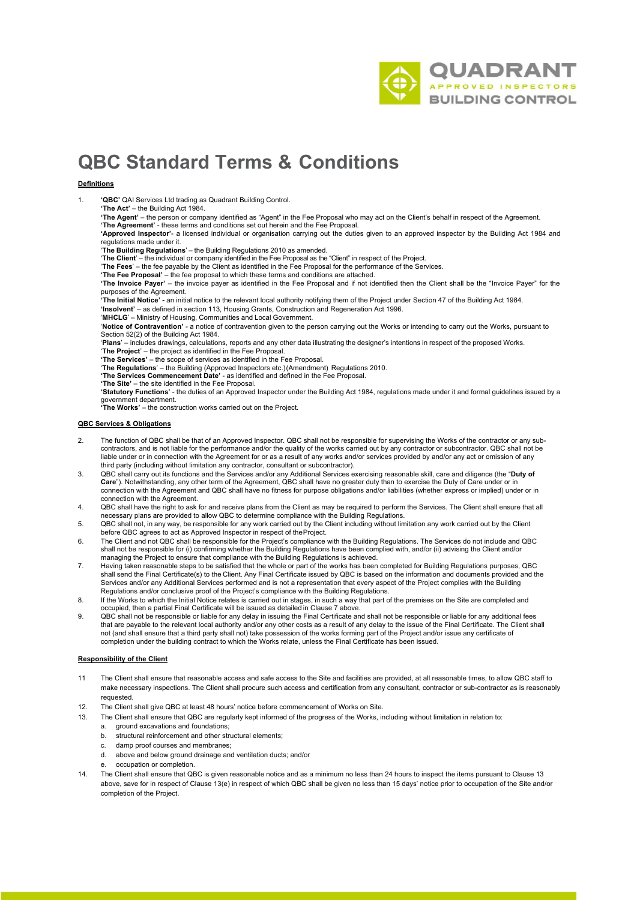# QBC Standard Terms & Conditions

**Definitions**

1. **'QBC'** QAI Services Ltd trading as Quadrant Building Control.
**'The Act'** – the Building Act 1984.
**'The Agent'** – the person or company identified as "Agent" in the Fee Proposal who may act on the Client's behalf in respect of the Agreement.
**'The Agreement'** - these terms and conditions set out herein and the Fee Proposal.
**'Approved Inspector'**- a licensed individual or organisation carrying out the duties given to an approved inspector by the Building Act 1984 and regulations made under it.
'**The Building Regulations**' – the Building Regulations 2010 as amended.
'**The Client**' – the individual or company identified in the Fee Proposal as the "Client" in respect of the Project.
'**The Fees**' – the fee payable by the Client as identified in the Fee Proposal for the performance of the Services.
**'The Fee Proposal'** – the fee proposal to which these terms and conditions are attached.
**'The Invoice Payer'** – the invoice payer as identified in the Fee Proposal and if not identified then the Client shall be the "Invoice Payer" for the purposes of the Agreement.
**'The Initial Notice' -** an initial notice to the relevant local authority notifying them of the Project under Section 47 of the Building Act 1984.
**'Insolvent'** – as defined in section 113, Housing Grants, Construction and Regeneration Act 1996.
'**MHCLG**' – Ministry of Housing, Communities and Local Government.
'**Notice of Contravention**' - a notice of contravention given to the person carrying out the Works or intending to carry out the Works, pursuant to Section 52(2) of the Building Act 1984.
'**Plans**' – includes drawings, calculations, reports and any other data illustrating the designer's intentions in respect of the proposed Works.
'**The Project**' – the project as identified in the Fee Proposal.
**'The Services'** – the scope of services as identified in the Fee Proposal.
'**The Regulations**' – the Building (Approved Inspectors etc.)(Amendment) Regulations 2010.
**'The Services Commencement Date'** - as identified and defined in the Fee Proposal.
**'The Site'** – the site identified in the Fee Proposal.
**'Statutory Functions'** - the duties of an Approved Inspector under the Building Act 1984, regulations made under it and formal guidelines issued by a government department.
**'The Works'** – the construction works carried out on the Project.

**QBC Services & Obligations**

2. The function of QBC shall be that of an Approved Inspector. QBC shall not be responsible for supervising the Works of the contractor or any sub-contractors, and is not liable for the performance and/or the quality of the works carried out by any contractor or subcontractor. QBC shall not be liable under or in connection with the Agreement for or as a result of any works and/or services provided by and/or any act or omission of any third party (including without limitation any contractor, consultant or subcontractor).
3. QBC shall carry out its functions and the Services and/or any Additional Services exercising reasonable skill, care and diligence (the "**Duty of Care**"). Notwithstanding, any other term of the Agreement, QBC shall have no greater duty than to exercise the Duty of Care under or in connection with the Agreement and QBC shall have no fitness for purpose obligations and/or liabilities (whether express or implied) under or in connection with the Agreement.
4. QBC shall have the right to ask for and receive plans from the Client as may be required to perform the Services. The Client shall ensure that all necessary plans are provided to allow QBC to determine compliance with the Building Regulations.
5. QBC shall not, in any way, be responsible for any work carried out by the Client including without limitation any work carried out by the Client before QBC agrees to act as Approved Inspector in respect of the Project.
6. The Client and not QBC shall be responsible for the Project's compliance with the Building Regulations. The Services do not include and QBC shall not be responsible for (i) confirming whether the Building Regulations have been complied with, and/or (ii) advising the Client and/or managing the Project to ensure that compliance with the Building Regulations is achieved.
7. Having taken reasonable steps to be satisfied that the whole or part of the works has been completed for Building Regulations purposes, QBC shall send the Final Certificate(s) to the Client. Any Final Certificate issued by QBC is based on the information and documents provided and the Services and/or any Additional Services performed and is not a representation that every aspect of the Project complies with the Building Regulations and/or conclusive proof of the Project's compliance with the Building Regulations.
8. If the Works to which the Initial Notice relates is carried out in stages, in such a way that part of the premises on the Site are completed and occupied, then a partial Final Certificate will be issued as detailed in Clause 7 above.
9. QBC shall not be responsible or liable for any delay in issuing the Final Certificate and shall not be responsible or liable for any additional fees that are payable to the relevant local authority and/or any other costs as a result of any delay to the issue of the Final Certificate. The Client shall not (and shall ensure that a third party shall not) take possession of the works forming part of the Project and/or issue any certificate of completion under the building contract to which the Works relate, unless the Final Certificate has been issued.

**Responsibility of the Client**

11. The Client shall ensure that reasonable access and safe access to the Site and facilities are provided, at all reasonable times, to allow QBC staff to make necessary inspections. The Client shall procure such access and certification from any consultant, contractor or sub-contractor as is reasonably requested.
12. The Client shall give QBC at least 48 hours' notice before commencement of Works on Site.
13. The Client shall ensure that QBC are regularly kept informed of the progress of the Works, including without limitation in relation to:
    a. ground excavations and foundations;
    b. structural reinforcement and other structural elements;
    c. damp proof courses and membranes;
    d. above and below ground drainage and ventilation ducts; and/or
    e. occupation or completion.
14. The Client shall ensure that QBC is given reasonable notice and as a minimum no less than 24 hours to inspect the items pursuant to Clause 13 above, save for in respect of Clause 13(e) in respect of which QBC shall be given no less than 15 days' notice prior to occupation of the Site and/or completion of the Project.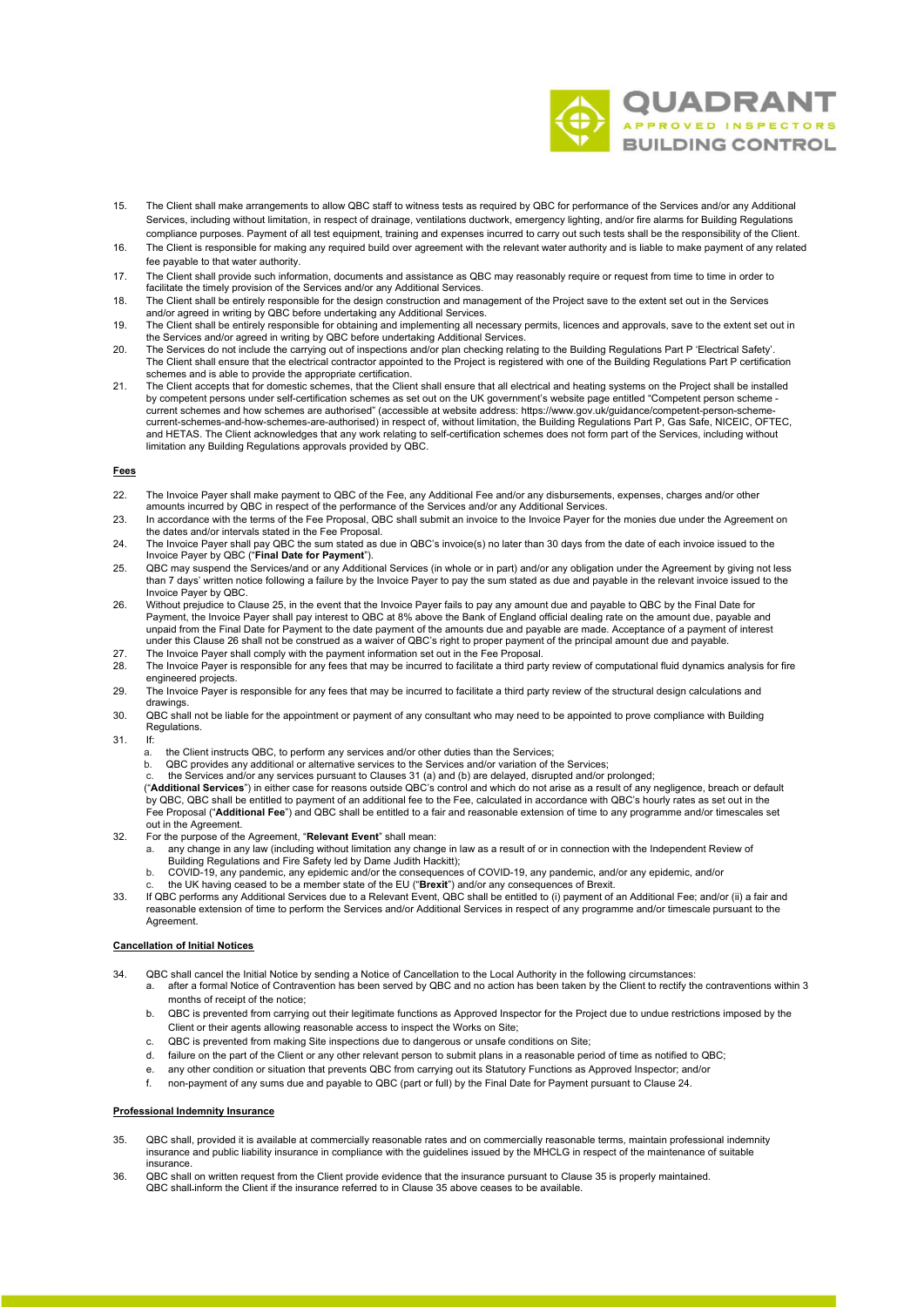15. The Client shall make arrangements to allow QBC staff to witness tests as required by QBC for performance of the Services and/or any Additional Services, including without limitation, in respect of drainage, ventilations ductwork, emergency lighting, and/or fire alarms for Building Regulations compliance purposes. Payment of all test equipment, training and expenses incurred to carry out such tests shall be the responsibility of the Client.
16. The Client is responsible for making any required build over agreement with the relevant water authority and is liable to make payment of any related fee payable to that water authority.
17. The Client shall provide such information, documents and assistance as QBC may reasonably require or request from time to time in order to facilitate the timely provision of the Services and/or any Additional Services.
18. The Client shall be entirely responsible for the design construction and management of the Project save to the extent set out in the Services and/or agreed in writing by QBC before undertaking any Additional Services.
19. The Client shall be entirely responsible for obtaining and implementing all necessary permits, licences and approvals, save to the extent set out in the Services and/or agreed in writing by QBC before undertaking Additional Services.
20. The Services do not include the carrying out of inspections and/or plan checking relating to the Building Regulations Part P 'Electrical Safety'. The Client shall ensure that the electrical contractor appointed to the Project is registered with one of the Building Regulations Part P certification schemes and is able to provide the appropriate certification.
21. The Client accepts that for domestic schemes, that the Client shall ensure that all electrical and heating systems on the Project shall be installed by competent persons under self-certification schemes as set out on the UK government's website page entitled "Competent person scheme - current schemes and how schemes are authorised" (accessible at website address: https://www.gov.uk/guidance/competent-person-scheme-current-schemes-and-how-schemes-are-authorised) in respect of, without limitation, the Building Regulations Part P, Gas Safe, NICEIC, OFTEC, and HETAS. The Client acknowledges that any work relating to self-certification schemes does not form part of the Services, including without limitation any Building Regulations approvals provided by QBC.

**Fees**

22. The Invoice Payer shall make payment to QBC of the Fee, any Additional Fee and/or any disbursements, expenses, charges and/or other amounts incurred by QBC in respect of the performance of the Services and/or any Additional Services.
23. In accordance with the terms of the Fee Proposal, QBC shall submit an invoice to the Invoice Payer for the monies due under the Agreement on the dates and/or intervals stated in the Fee Proposal.
24. The Invoice Payer shall pay QBC the sum stated as due in QBC's invoice(s) no later than 30 days from the date of each invoice issued to the Invoice Payer by QBC ("**Final Date for Payment**").
25. QBC may suspend the Services/and or any Additional Services (in whole or in part) and/or any obligation under the Agreement by giving not less than 7 days' written notice following a failure by the Invoice Payer to pay the sum stated as due and payable in the relevant invoice issued to the Invoice Payer by QBC.
26. Without prejudice to Clause 25, in the event that the Invoice Payer fails to pay any amount due and payable to QBC by the Final Date for Payment, the Invoice Payer shall pay interest to QBC at 8% above the Bank of England official dealing rate on the amount due, payable and unpaid from the Final Date for Payment to the date payment of the amounts due and payable are made. Acceptance of a payment of interest under this Clause 26 shall not be construed as a waiver of QBC's right to proper payment of the principal amount due and payable.
27. The Invoice Payer shall comply with the payment information set out in the Fee Proposal.
28. The Invoice Payer is responsible for any fees that may be incurred to facilitate a third party review of computational fluid dynamics analysis for fire engineered projects.
29. The Invoice Payer is responsible for any fees that may be incurred to facilitate a third party review of the structural design calculations and drawings.
30. QBC shall not be liable for the appointment or payment of any consultant who may need to be appointed to prove compliance with Building Regulations.
31. If:
    a. the Client instructs QBC, to perform any services and/or other duties than the Services;
    b. QBC provides any additional or alternative services to the Services and/or variation of the Services;
    c. the Services and/or any services pursuant to Clauses 31 (a) and (b) are delayed, disrupted and/or prolonged;

    ("**Additional Services**") in either case for reasons outside QBC's control and which do not arise as a result of any negligence, breach or default by QBC, QBC shall be entitled to payment of an additional fee to the Fee, calculated in accordance with QBC's hourly rates as set out in the Fee Proposal ("**Additional Fee**") and QBC shall be entitled to a fair and reasonable extension of time to any programme and/or timescales set out in the Agreement.
32. For the purpose of the Agreement, "**Relevant Event**" shall mean:
    a. any change in any law (including without limitation any change in law as a result of or in connection with the Independent Review of Building Regulations and Fire Safety led by Dame Judith Hackitt);
    b. COVID-19, any pandemic, any epidemic and/or the consequences of COVID-19, any pandemic, and/or any epidemic, and/or
    c. the UK having ceased to be a member state of the EU ("**Brexit**") and/or any consequences of Brexit.
33. If QBC performs any Additional Services due to a Relevant Event, QBC shall be entitled to (i) payment of an Additional Fee; and/or (ii) a fair and reasonable extension of time to perform the Services and/or Additional Services in respect of any programme and/or timescale pursuant to the Agreement.

**Cancellation of Initial Notices**

34. QBC shall cancel the Initial Notice by sending a Notice of Cancellation to the Local Authority in the following circumstances:
    a. after a formal Notice of Contravention has been served by QBC and no action has been taken by the Client to rectify the contraventions within 3 months of receipt of the notice;
    b. QBC is prevented from carrying out their legitimate functions as Approved Inspector for the Project due to undue restrictions imposed by the Client or their agents allowing reasonable access to inspect the Works on Site;
    c. QBC is prevented from making Site inspections due to dangerous or unsafe conditions on Site;
    d. failure on the part of the Client or any other relevant person to submit plans in a reasonable period of time as notified to QBC;
    e. any other condition or situation that prevents QBC from carrying out its Statutory Functions as Approved Inspector; and/or
    f. non-payment of any sums due and payable to QBC (part or full) by the Final Date for Payment pursuant to Clause 24.

**Professional Indemnity Insurance**

35. QBC shall, provided it is available at commercially reasonable rates and on commercially reasonable terms, maintain professional indemnity insurance and public liability insurance in compliance with the guidelines issued by the MHCLG in respect of the maintenance of suitable insurance.
36. QBC shall on written request from the Client provide evidence that the insurance pursuant to Clause 35 is properly maintained. QBC shall inform the Client if the insurance referred to in Clause 35 above ceases to be available.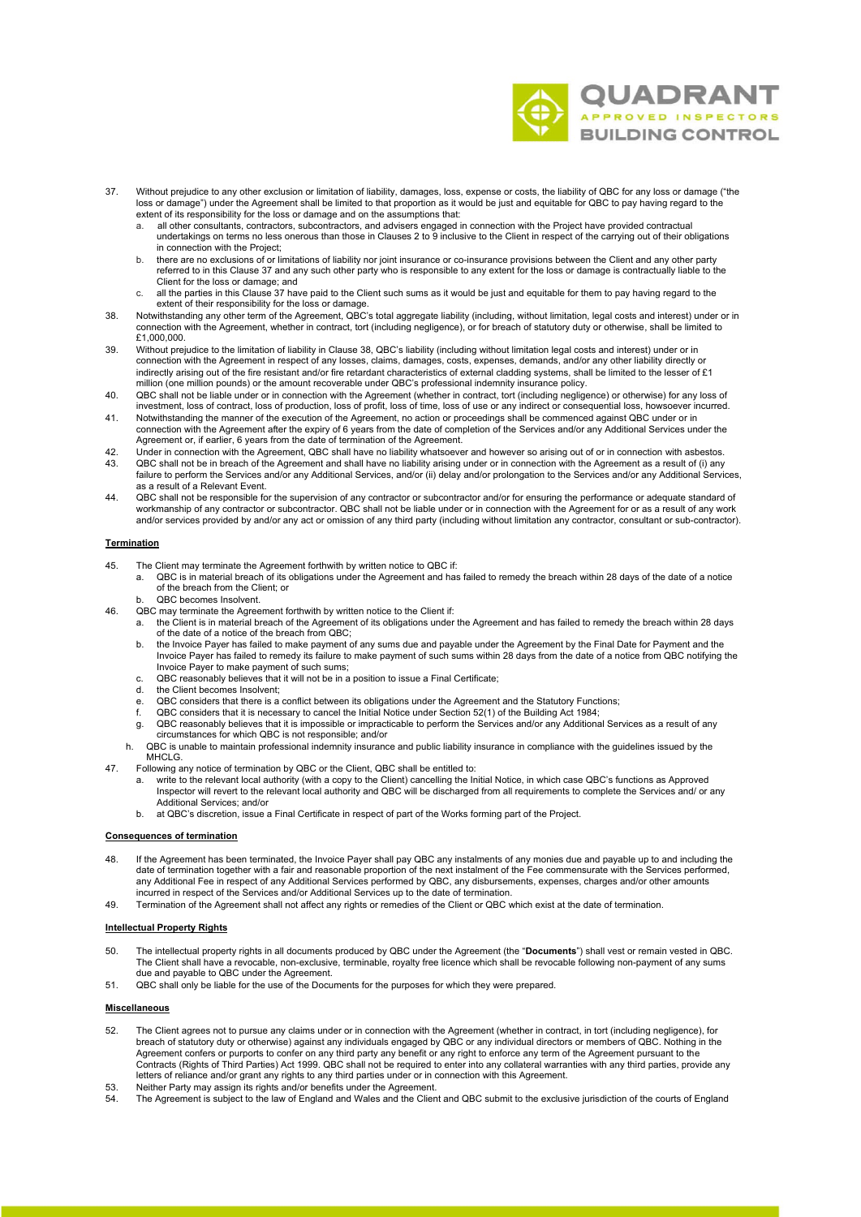37. Without prejudice to any other exclusion or limitation of liability, damages, loss, expense or costs, the liability of QBC for any loss or damage ("the loss or damage") under the Agreement shall be limited to that proportion as it would be just and equitable for QBC to pay having regard to the extent of its responsibility for the loss or damage and on the assumptions that:
    a. all other consultants, contractors, subcontractors, and advisers engaged in connection with the Project have provided contractual undertakings on terms no less onerous than those in Clauses 2 to 9 inclusive to the Client in respect of the carrying out of their obligations in connection with the Project;
    b. there are no exclusions of or limitations of liability nor joint insurance or co-insurance provisions between the Client and any other party referred to in this Clause 37 and any such other party who is responsible to any extent for the loss or damage is contractually liable to the Client for the loss or damage; and
    c. all the parties in this Clause 37 have paid to the Client such sums as it would be just and equitable for them to pay having regard to the extent of their responsibility for the loss or damage.
38. Notwithstanding any other term of the Agreement, QBC's total aggregate liability (including, without limitation, legal costs and interest) under or in connection with the Agreement, whether in contract, tort (including negligence), or for breach of statutory duty or otherwise, shall be limited to £1,000,000.
39. Without prejudice to the limitation of liability in Clause 38, QBC's liability (including without limitation legal costs and interest) under or in connection with the Agreement in respect of any losses, claims, damages, costs, expenses, demands, and/or any other liability directly or indirectly arising out of the fire resistant and/or fire retardant characteristics of external cladding systems, shall be limited to the lesser of £1 million (one million pounds) or the amount recoverable under QBC's professional indemnity insurance policy.
40. QBC shall not be liable under or in connection with the Agreement (whether in contract, tort (including negligence) or otherwise) for any loss of investment, loss of contract, loss of production, loss of profit, loss of time, loss of use or any indirect or consequential loss, howsoever incurred.
41. Notwithstanding the manner of the execution of the Agreement, no action or proceedings shall be commenced against QBC under or in connection with the Agreement after the expiry of 6 years from the date of completion of the Services and/or any Additional Services under the Agreement or, if earlier, 6 years from the date of termination of the Agreement.
42. Under in connection with the Agreement, QBC shall have no liability whatsoever and however so arising out of or in connection with asbestos.
43. QBC shall not be in breach of the Agreement and shall have no liability arising under or in connection with the Agreement as a result of (i) any failure to perform the Services and/or any Additional Services, and/or (ii) delay and/or prolongation to the Services and/or any Additional Services, as a result of a Relevant Event.
44. QBC shall not be responsible for the supervision of any contractor or subcontractor and/or for ensuring the performance or adequate standard of workmanship of any contractor or subcontractor. QBC shall not be liable under or in connection with the Agreement for or as a result of any work and/or services provided by and/or any act or omission of any third party (including without limitation any contractor, consultant or sub-contractor).

**Termination**

45. The Client may terminate the Agreement forthwith by written notice to QBC if:
    a. QBC is in material breach of its obligations under the Agreement and has failed to remedy the breach within 28 days of the date of a notice of the breach from the Client; or
    b. QBC becomes Insolvent.
46. QBC may terminate the Agreement forthwith by written notice to the Client if:
    a. the Client is in material breach of the Agreement of its obligations under the Agreement and has failed to remedy the breach within 28 days of the date of a notice of the breach from QBC;
    b. the Invoice Payer has failed to make payment of any sums due and payable under the Agreement by the Final Date for Payment and the Invoice Payer has failed to remedy its failure to make payment of such sums within 28 days from the date of a notice from QBC notifying the Invoice Payer to make payment of such sums;
    c. QBC reasonably believes that it will not be in a position to issue a Final Certificate;
    d. the Client becomes Insolvent;
    e. QBC considers that there is a conflict between its obligations under the Agreement and the Statutory Functions;
    f. QBC considers that it is necessary to cancel the Initial Notice under Section 52(1) of the Building Act 1984;
    g. QBC reasonably believes that it is impossible or impracticable to perform the Services and/or any Additional Services as a result of any circumstances for which QBC is not responsible; and/or
    h. QBC is unable to maintain professional indemnity insurance and public liability insurance in compliance with the guidelines issued by the MHCLG.
47. Following any notice of termination by QBC or the Client, QBC shall be entitled to:
    a. write to the relevant local authority (with a copy to the Client) cancelling the Initial Notice, in which case QBC's functions as Approved Inspector will revert to the relevant local authority and QBC will be discharged from all requirements to complete the Services and/ or any Additional Services; and/or
    b. at QBC's discretion, issue a Final Certificate in respect of part of the Works forming part of the Project.

**Consequences of termination**

48. If the Agreement has been terminated, the Invoice Payer shall pay QBC any instalments of any monies due and payable up to and including the date of termination together with a fair and reasonable proportion of the next instalment of the Fee commensurate with the Services performed, any Additional Fee in respect of any Additional Services performed by QBC, any disbursements, expenses, charges and/or other amounts incurred in respect of the Services and/or Additional Services up to the date of termination.
49. Termination of the Agreement shall not affect any rights or remedies of the Client or QBC which exist at the date of termination.

**Intellectual Property Rights**

50. The intellectual property rights in all documents produced by QBC under the Agreement (the "**Documents**") shall vest or remain vested in QBC. The Client shall have a revocable, non-exclusive, terminable, royalty free licence which shall be revocable following non-payment of any sums due and payable to QBC under the Agreement.
51. QBC shall only be liable for the use of the Documents for the purposes for which they were prepared.

**Miscellaneous**

52. The Client agrees not to pursue any claims under or in connection with the Agreement (whether in contract, in tort (including negligence), for breach of statutory duty or otherwise) against any individuals engaged by QBC or any individual directors or members of QBC. Nothing in the Agreement confers or purports to confer on any third party any benefit or any right to enforce any term of the Agreement pursuant to the Contracts (Rights of Third Parties) Act 1999. QBC shall not be required to enter into any collateral warranties with any third parties, provide any letters of reliance and/or grant any rights to any third parties under or in connection with this Agreement.
53. Neither Party may assign its rights and/or benefits under the Agreement.
54. The Agreement is subject to the law of England and Wales and the Client and QBC submit to the exclusive jurisdiction of the courts of England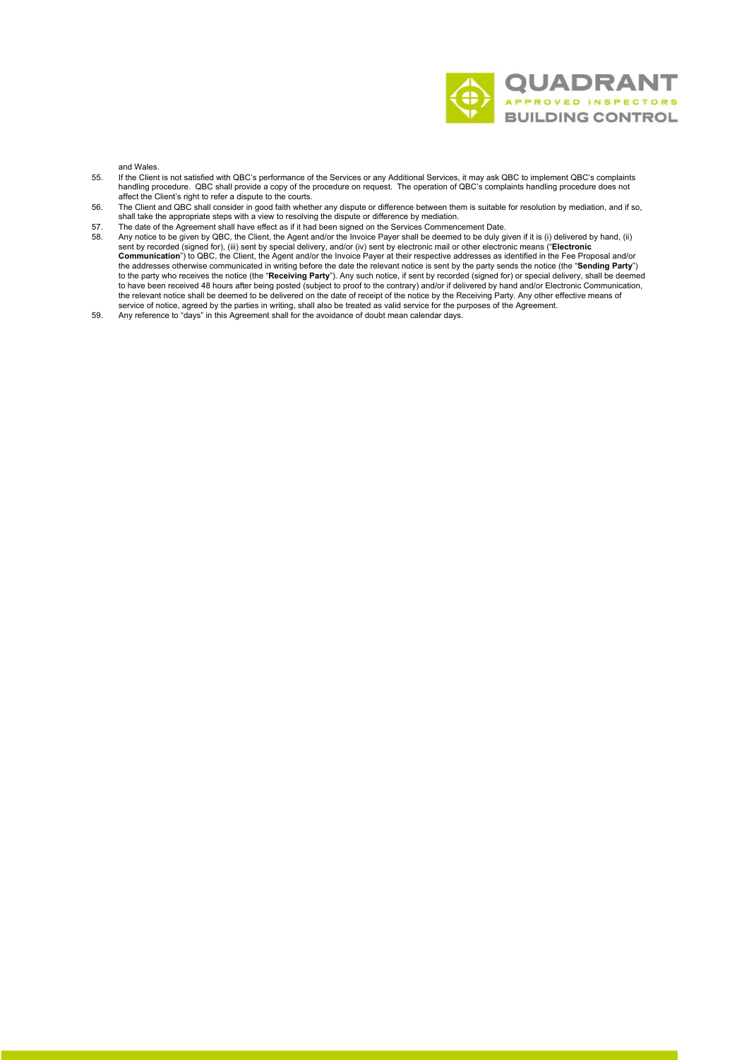and Wales.

55. If the Client is not satisfied with QBC's performance of the Services or any Additional Services, it may ask QBC to implement QBC's complaints handling procedure. QBC shall provide a copy of the procedure on request. The operation of QBC's complaints handling procedure does not affect the Client's right to refer a dispute to the courts.
56. The Client and QBC shall consider in good faith whether any dispute or difference between them is suitable for resolution by mediation, and if so, shall take the appropriate steps with a view to resolving the dispute or difference by mediation.
57. The date of the Agreement shall have effect as if it had been signed on the Services Commencement Date.
58. Any notice to be given by QBC, the Client, the Agent and/or the Invoice Payer shall be deemed to be duly given if it is (i) delivered by hand, (ii) sent by recorded (signed for), (iii) sent by special delivery, and/or (iv) sent by electronic mail or other electronic means ("**Electronic Communication**") to QBC, the Client, the Agent and/or the Invoice Payer at their respective addresses as identified in the Fee Proposal and/or the addresses otherwise communicated in writing before the date the relevant notice is sent by the party sends the notice (the "**Sending Party**") to the party who receives the notice (the "**Receiving Party**"). Any such notice, if sent by recorded (signed for) or special delivery, shall be deemed to have been received 48 hours after being posted (subject to proof to the contrary) and/or if delivered by hand and/or Electronic Communication, the relevant notice shall be deemed to be delivered on the date of receipt of the notice by the Receiving Party. Any other effective means of service of notice, agreed by the parties in writing, shall also be treated as valid service for the purposes of the Agreement.
59. Any reference to "days" in this Agreement shall for the avoidance of doubt mean calendar days.